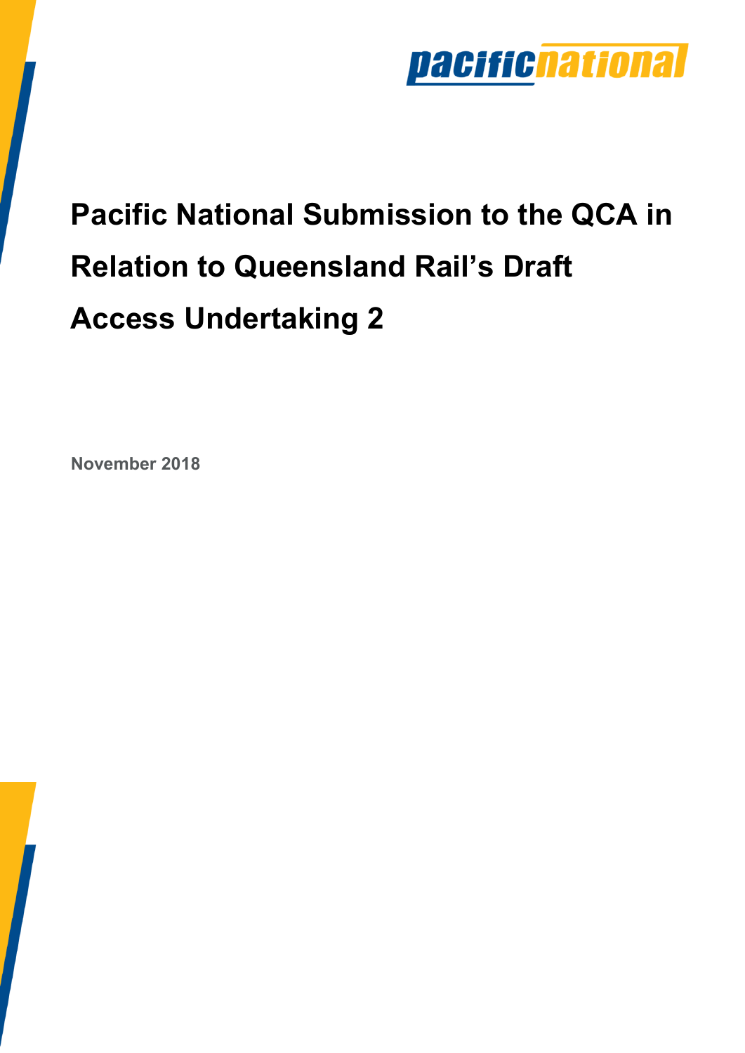# Pacific National Submission to the QCA in Relation to Queensland Rail's Draft Access Undertaking 2

**November 2018**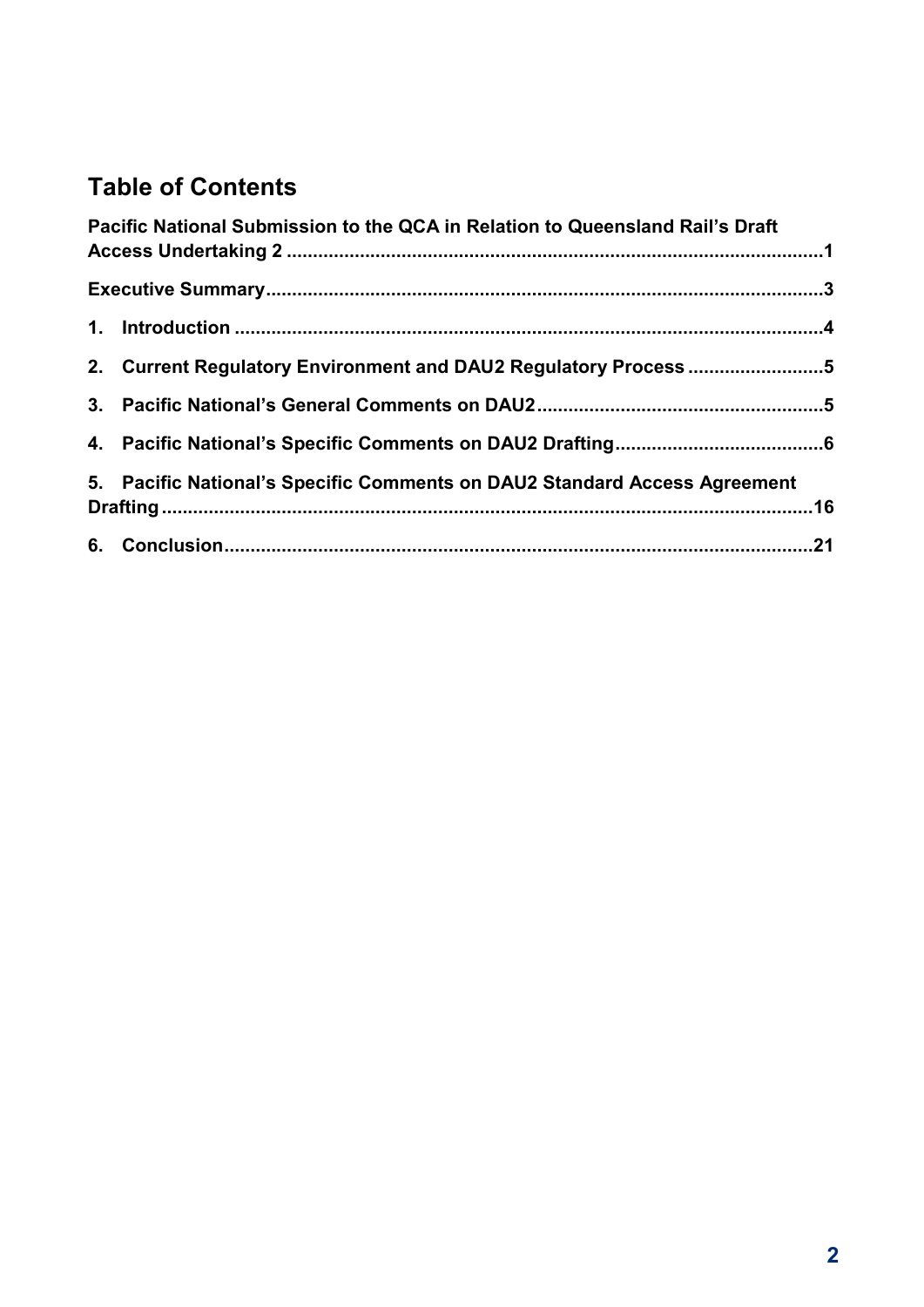## Table of Contents

**Pacific National Submission to the QCA in Relation to Queensland Rail's Draft Access Undertaking 2** .......... 1

**Executive Summary** .......... 3

**1. Introduction** .......... 4

**2. Current Regulatory Environment and DAU2 Regulatory Process** .......... 5

**3. Pacific National's General Comments on DAU2** .......... 5

**4. Pacific National's Specific Comments on DAU2 Drafting** .......... 6

**5. Pacific National's Specific Comments on DAU2 Standard Access Agreement Drafting** .......... 16

**6. Conclusion** .......... 21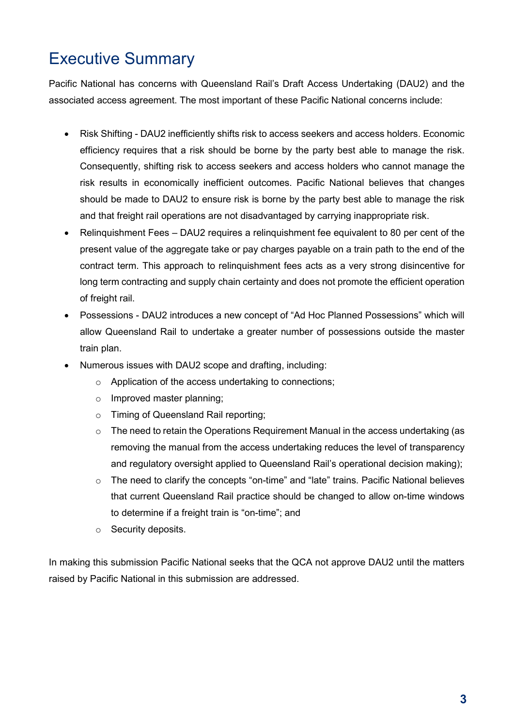# Executive Summary

Pacific National has concerns with Queensland Rail's Draft Access Undertaking (DAU2) and the associated access agreement. The most important of these Pacific National concerns include:

- Risk Shifting - DAU2 inefficiently shifts risk to access seekers and access holders. Economic efficiency requires that a risk should be borne by the party best able to manage the risk. Consequently, shifting risk to access seekers and access holders who cannot manage the risk results in economically inefficient outcomes. Pacific National believes that changes should be made to DAU2 to ensure risk is borne by the party best able to manage the risk and that freight rail operations are not disadvantaged by carrying inappropriate risk.
- Relinquishment Fees – DAU2 requires a relinquishment fee equivalent to 80 per cent of the present value of the aggregate take or pay charges payable on a train path to the end of the contract term. This approach to relinquishment fees acts as a very strong disincentive for long term contracting and supply chain certainty and does not promote the efficient operation of freight rail.
- Possessions - DAU2 introduces a new concept of "Ad Hoc Planned Possessions" which will allow Queensland Rail to undertake a greater number of possessions outside the master train plan.
- Numerous issues with DAU2 scope and drafting, including:
  - Application of the access undertaking to connections;
  - Improved master planning;
  - Timing of Queensland Rail reporting;
  - The need to retain the Operations Requirement Manual in the access undertaking (as removing the manual from the access undertaking reduces the level of transparency and regulatory oversight applied to Queensland Rail's operational decision making);
  - The need to clarify the concepts "on-time" and "late" trains. Pacific National believes that current Queensland Rail practice should be changed to allow on-time windows to determine if a freight train is "on-time"; and
  - Security deposits.

In making this submission Pacific National seeks that the QCA not approve DAU2 until the matters raised by Pacific National in this submission are addressed.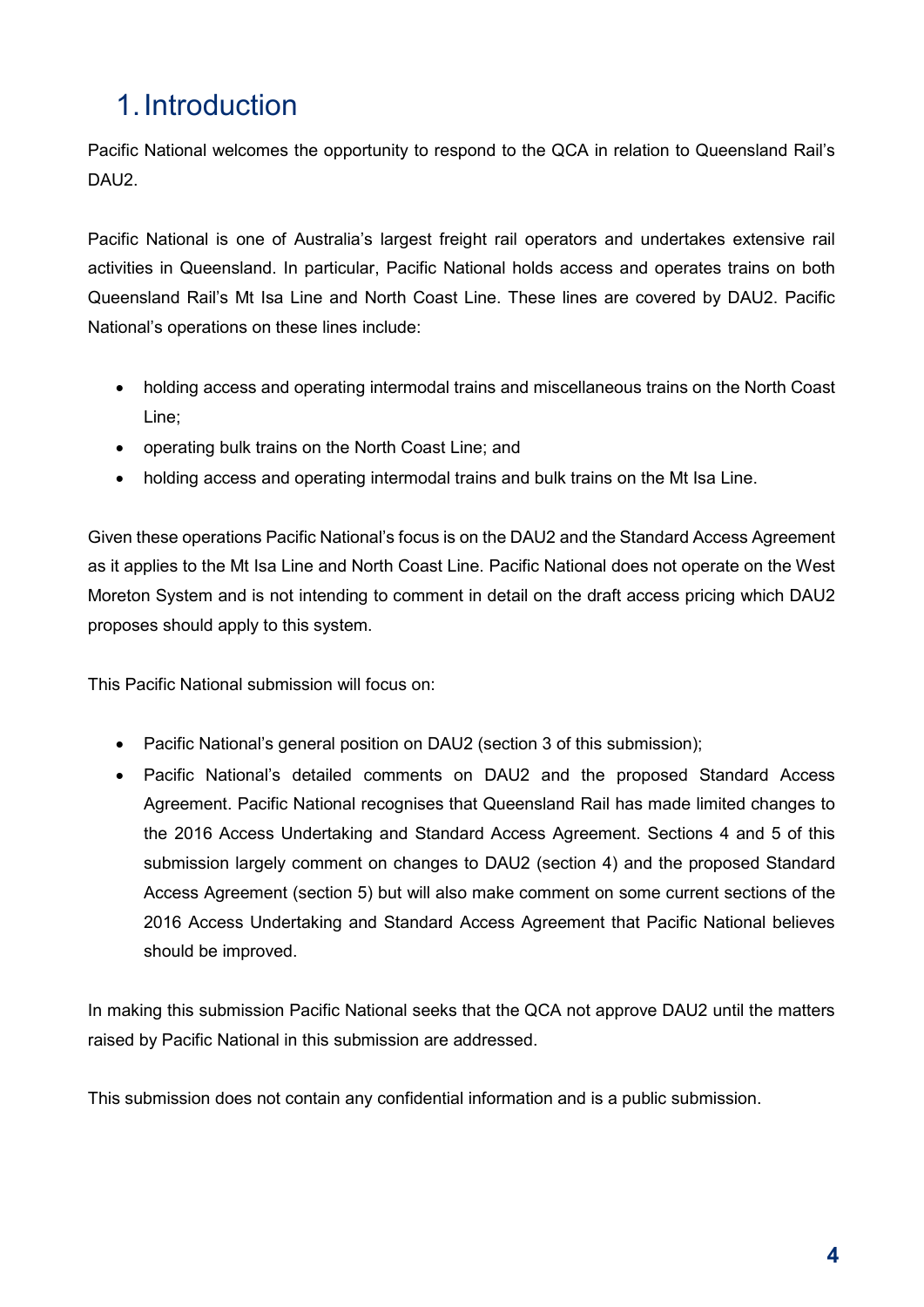# 1. Introduction

Pacific National welcomes the opportunity to respond to the QCA in relation to Queensland Rail's DAU2.

Pacific National is one of Australia's largest freight rail operators and undertakes extensive rail activities in Queensland. In particular, Pacific National holds access and operates trains on both Queensland Rail's Mt Isa Line and North Coast Line. These lines are covered by DAU2. Pacific National's operations on these lines include:

- holding access and operating intermodal trains and miscellaneous trains on the North Coast Line;
- operating bulk trains on the North Coast Line; and
- holding access and operating intermodal trains and bulk trains on the Mt Isa Line.

Given these operations Pacific National's focus is on the DAU2 and the Standard Access Agreement as it applies to the Mt Isa Line and North Coast Line. Pacific National does not operate on the West Moreton System and is not intending to comment in detail on the draft access pricing which DAU2 proposes should apply to this system.

This Pacific National submission will focus on:

- Pacific National's general position on DAU2 (section 3 of this submission);
- Pacific National's detailed comments on DAU2 and the proposed Standard Access Agreement. Pacific National recognises that Queensland Rail has made limited changes to the 2016 Access Undertaking and Standard Access Agreement. Sections 4 and 5 of this submission largely comment on changes to DAU2 (section 4) and the proposed Standard Access Agreement (section 5) but will also make comment on some current sections of the 2016 Access Undertaking and Standard Access Agreement that Pacific National believes should be improved.

In making this submission Pacific National seeks that the QCA not approve DAU2 until the matters raised by Pacific National in this submission are addressed.

This submission does not contain any confidential information and is a public submission.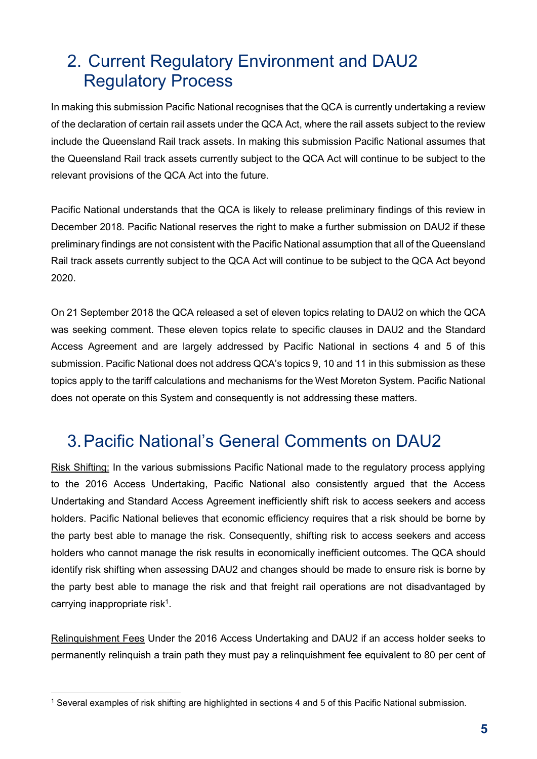## 2. Current Regulatory Environment and DAU2 Regulatory Process

In making this submission Pacific National recognises that the QCA is currently undertaking a review of the declaration of certain rail assets under the QCA Act, where the rail assets subject to the review include the Queensland Rail track assets. In making this submission Pacific National assumes that the Queensland Rail track assets currently subject to the QCA Act will continue to be subject to the relevant provisions of the QCA Act into the future.

Pacific National understands that the QCA is likely to release preliminary findings of this review in December 2018. Pacific National reserves the right to make a further submission on DAU2 if these preliminary findings are not consistent with the Pacific National assumption that all of the Queensland Rail track assets currently subject to the QCA Act will continue to be subject to the QCA Act beyond 2020.

On 21 September 2018 the QCA released a set of eleven topics relating to DAU2 on which the QCA was seeking comment. These eleven topics relate to specific clauses in DAU2 and the Standard Access Agreement and are largely addressed by Pacific National in sections 4 and 5 of this submission. Pacific National does not address QCA's topics 9, 10 and 11 in this submission as these topics apply to the tariff calculations and mechanisms for the West Moreton System. Pacific National does not operate on this System and consequently is not addressing these matters.

## 3. Pacific National's General Comments on DAU2

<u>Risk Shifting:</u> In the various submissions Pacific National made to the regulatory process applying to the 2016 Access Undertaking, Pacific National also consistently argued that the Access Undertaking and Standard Access Agreement inefficiently shift risk to access seekers and access holders. Pacific National believes that economic efficiency requires that a risk should be borne by the party best able to manage the risk. Consequently, shifting risk to access seekers and access holders who cannot manage the risk results in economically inefficient outcomes. The QCA should identify risk shifting when assessing DAU2 and changes should be made to ensure risk is borne by the party best able to manage the risk and that freight rail operations are not disadvantaged by carrying inappropriate risk[1].

<u>Relinquishment Fees</u> Under the 2016 Access Undertaking and DAU2 if an access holder seeks to permanently relinquish a train path they must pay a relinquishment fee equivalent to 80 per cent of

[1] Several examples of risk shifting are highlighted in sections 4 and 5 of this Pacific National submission.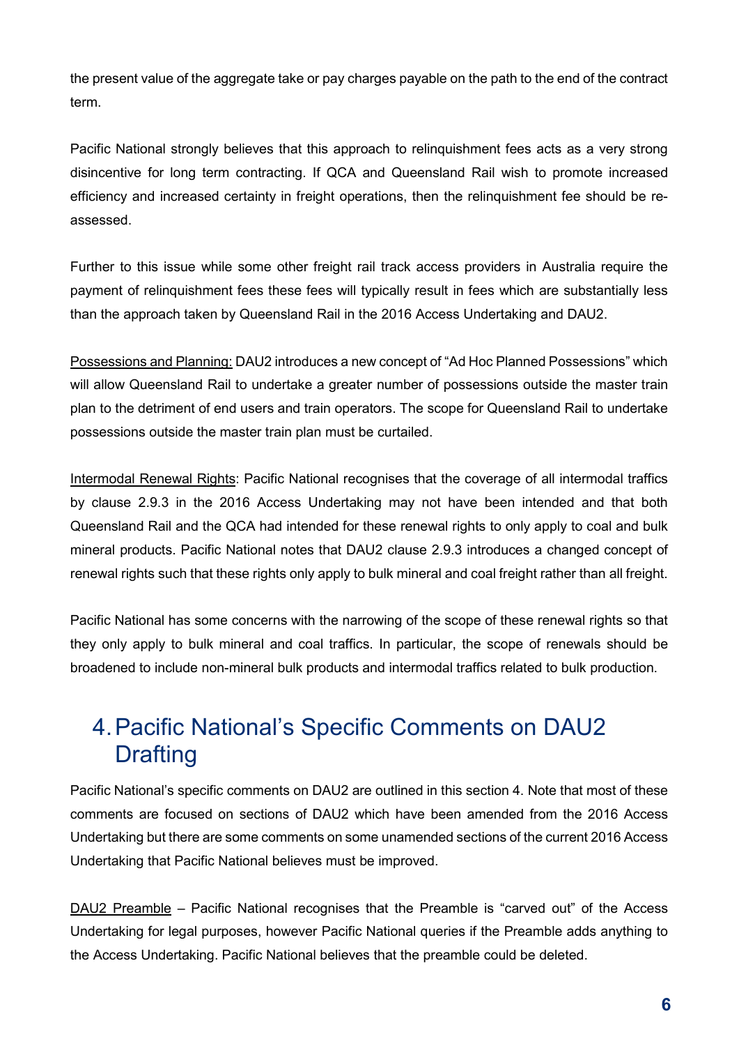the present value of the aggregate take or pay charges payable on the path to the end of the contract term.

Pacific National strongly believes that this approach to relinquishment fees acts as a very strong disincentive for long term contracting. If QCA and Queensland Rail wish to promote increased efficiency and increased certainty in freight operations, then the relinquishment fee should be re-assessed.

Further to this issue while some other freight rail track access providers in Australia require the payment of relinquishment fees these fees will typically result in fees which are substantially less than the approach taken by Queensland Rail in the 2016 Access Undertaking and DAU2.

Possessions and Planning: DAU2 introduces a new concept of "Ad Hoc Planned Possessions" which will allow Queensland Rail to undertake a greater number of possessions outside the master train plan to the detriment of end users and train operators. The scope for Queensland Rail to undertake possessions outside the master train plan must be curtailed.

Intermodal Renewal Rights: Pacific National recognises that the coverage of all intermodal traffics by clause 2.9.3 in the 2016 Access Undertaking may not have been intended and that both Queensland Rail and the QCA had intended for these renewal rights to only apply to coal and bulk mineral products. Pacific National notes that DAU2 clause 2.9.3 introduces a changed concept of renewal rights such that these rights only apply to bulk mineral and coal freight rather than all freight.

Pacific National has some concerns with the narrowing of the scope of these renewal rights so that they only apply to bulk mineral and coal traffics. In particular, the scope of renewals should be broadened to include non-mineral bulk products and intermodal traffics related to bulk production.

# 4. Pacific National's Specific Comments on DAU2 Drafting

Pacific National's specific comments on DAU2 are outlined in this section 4. Note that most of these comments are focused on sections of DAU2 which have been amended from the 2016 Access Undertaking but there are some comments on some unamended sections of the current 2016 Access Undertaking that Pacific National believes must be improved.

DAU2 Preamble – Pacific National recognises that the Preamble is "carved out" of the Access Undertaking for legal purposes, however Pacific National queries if the Preamble adds anything to the Access Undertaking. Pacific National believes that the preamble could be deleted.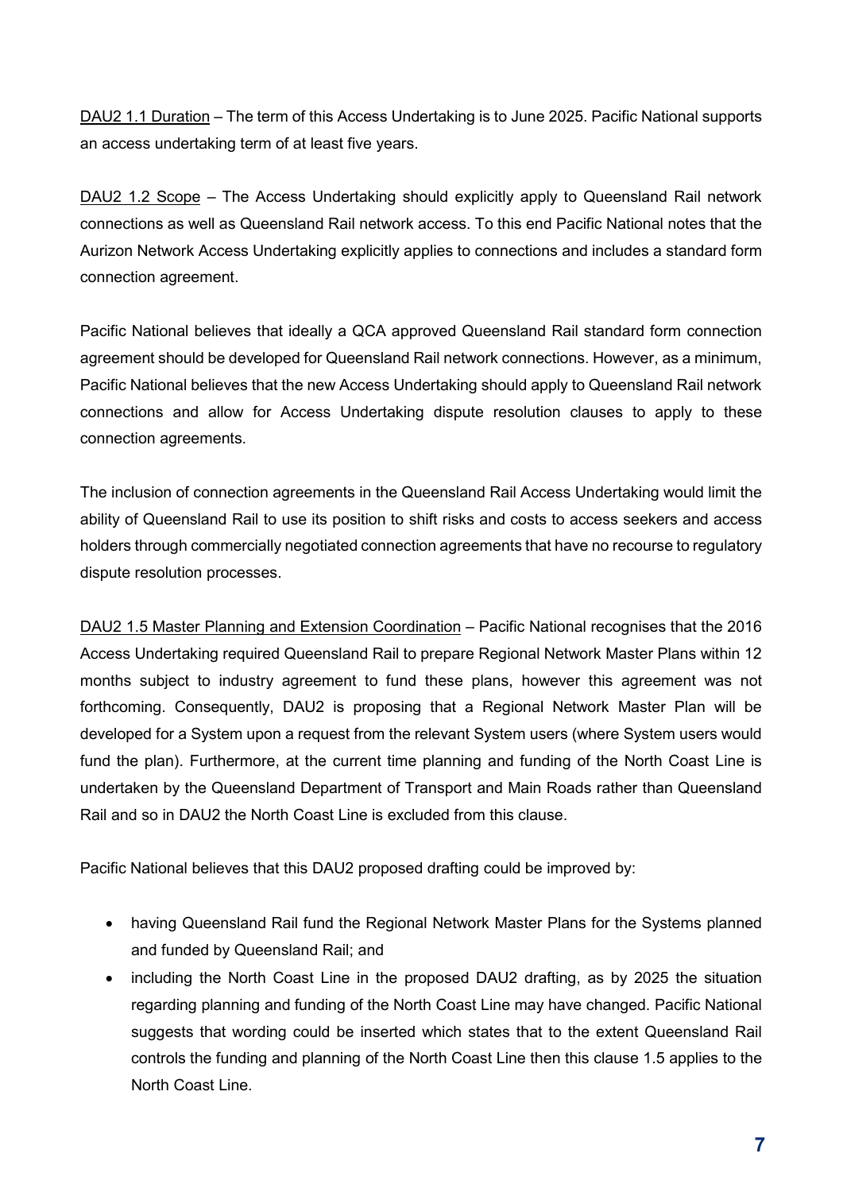<u>DAU2 1.1 Duration</u> – The term of this Access Undertaking is to June 2025. Pacific National supports an access undertaking term of at least five years.

<u>DAU2 1.2 Scope</u> – The Access Undertaking should explicitly apply to Queensland Rail network connections as well as Queensland Rail network access. To this end Pacific National notes that the Aurizon Network Access Undertaking explicitly applies to connections and includes a standard form connection agreement.

Pacific National believes that ideally a QCA approved Queensland Rail standard form connection agreement should be developed for Queensland Rail network connections. However, as a minimum, Pacific National believes that the new Access Undertaking should apply to Queensland Rail network connections and allow for Access Undertaking dispute resolution clauses to apply to these connection agreements.

The inclusion of connection agreements in the Queensland Rail Access Undertaking would limit the ability of Queensland Rail to use its position to shift risks and costs to access seekers and access holders through commercially negotiated connection agreements that have no recourse to regulatory dispute resolution processes.

<u>DAU2 1.5 Master Planning and Extension Coordination</u> – Pacific National recognises that the 2016 Access Undertaking required Queensland Rail to prepare Regional Network Master Plans within 12 months subject to industry agreement to fund these plans, however this agreement was not forthcoming. Consequently, DAU2 is proposing that a Regional Network Master Plan will be developed for a System upon a request from the relevant System users (where System users would fund the plan). Furthermore, at the current time planning and funding of the North Coast Line is undertaken by the Queensland Department of Transport and Main Roads rather than Queensland Rail and so in DAU2 the North Coast Line is excluded from this clause.

Pacific National believes that this DAU2 proposed drafting could be improved by:

- having Queensland Rail fund the Regional Network Master Plans for the Systems planned and funded by Queensland Rail; and
- including the North Coast Line in the proposed DAU2 drafting, as by 2025 the situation regarding planning and funding of the North Coast Line may have changed. Pacific National suggests that wording could be inserted which states that to the extent Queensland Rail controls the funding and planning of the North Coast Line then this clause 1.5 applies to the North Coast Line.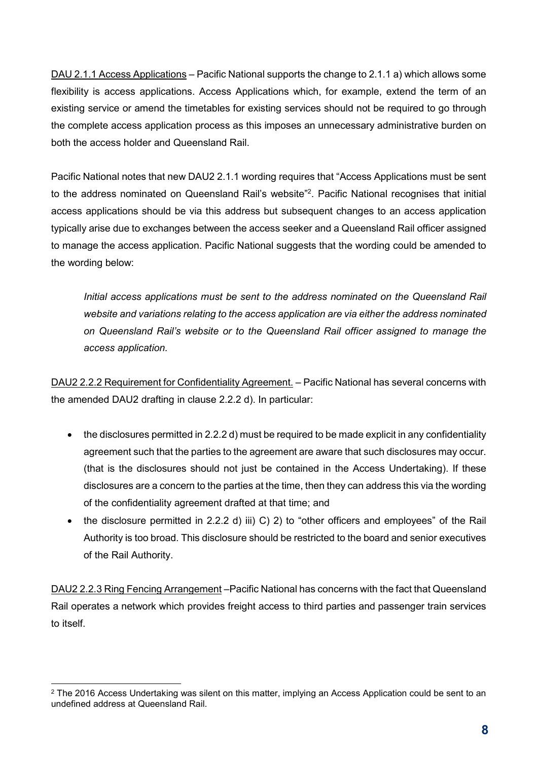<u>DAU 2.1.1 Access Applications</u> – Pacific National supports the change to 2.1.1 a) which allows some flexibility is access applications. Access Applications which, for example, extend the term of an existing service or amend the timetables for existing services should not be required to go through the complete access application process as this imposes an unnecessary administrative burden on both the access holder and Queensland Rail.

Pacific National notes that new DAU2 2.1.1 wording requires that "Access Applications must be sent to the address nominated on Queensland Rail's website"[2]. Pacific National recognises that initial access applications should be via this address but subsequent changes to an access application typically arise due to exchanges between the access seeker and a Queensland Rail officer assigned to manage the access application. Pacific National suggests that the wording could be amended to the wording below:

> *Initial access applications must be sent to the address nominated on the Queensland Rail website and variations relating to the access application are via either the address nominated on Queensland Rail's website or to the Queensland Rail officer assigned to manage the access application.*

<u>DAU2 2.2.2 Requirement for Confidentiality Agreement.</u> – Pacific National has several concerns with the amended DAU2 drafting in clause 2.2.2 d). In particular:

- the disclosures permitted in 2.2.2 d) must be required to be made explicit in any confidentiality agreement such that the parties to the agreement are aware that such disclosures may occur. (that is the disclosures should not just be contained in the Access Undertaking). If these disclosures are a concern to the parties at the time, then they can address this via the wording of the confidentiality agreement drafted at that time; and
- the disclosure permitted in 2.2.2 d) iii) C) 2) to "other officers and employees" of the Rail Authority is too broad. This disclosure should be restricted to the board and senior executives of the Rail Authority.

<u>DAU2 2.2.3 Ring Fencing Arrangement</u> –Pacific National has concerns with the fact that Queensland Rail operates a network which provides freight access to third parties and passenger train services to itself.

---

[2] The 2016 Access Undertaking was silent on this matter, implying an Access Application could be sent to an undefined address at Queensland Rail.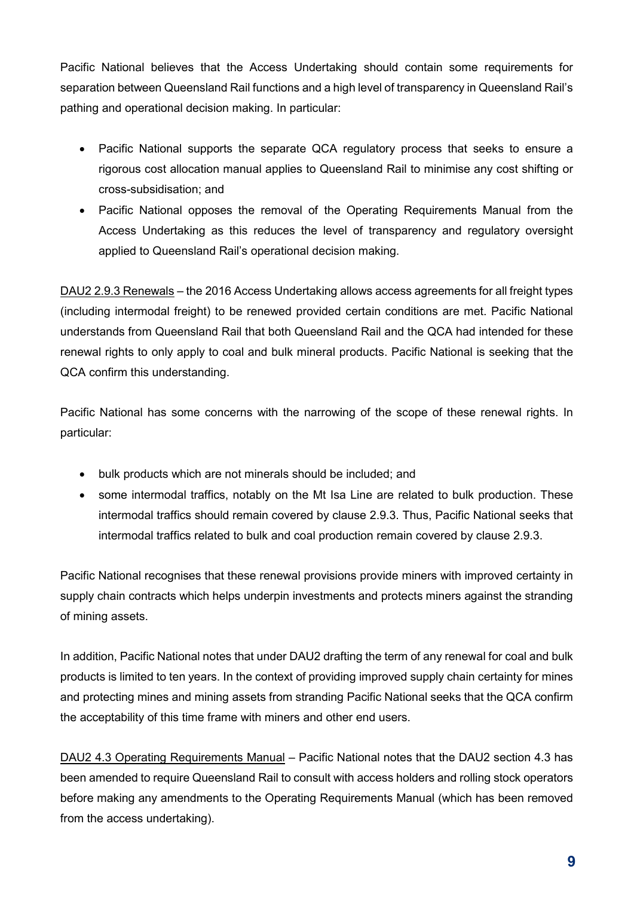Pacific National believes that the Access Undertaking should contain some requirements for separation between Queensland Rail functions and a high level of transparency in Queensland Rail's pathing and operational decision making. In particular:

- Pacific National supports the separate QCA regulatory process that seeks to ensure a rigorous cost allocation manual applies to Queensland Rail to minimise any cost shifting or cross-subsidisation; and
- Pacific National opposes the removal of the Operating Requirements Manual from the Access Undertaking as this reduces the level of transparency and regulatory oversight applied to Queensland Rail's operational decision making.

<u>DAU2 2.9.3 Renewals</u> – the 2016 Access Undertaking allows access agreements for all freight types (including intermodal freight) to be renewed provided certain conditions are met. Pacific National understands from Queensland Rail that both Queensland Rail and the QCA had intended for these renewal rights to only apply to coal and bulk mineral products. Pacific National is seeking that the QCA confirm this understanding.

Pacific National has some concerns with the narrowing of the scope of these renewal rights. In particular:

- bulk products which are not minerals should be included; and
- some intermodal traffics, notably on the Mt Isa Line are related to bulk production. These intermodal traffics should remain covered by clause 2.9.3. Thus, Pacific National seeks that intermodal traffics related to bulk and coal production remain covered by clause 2.9.3.

Pacific National recognises that these renewal provisions provide miners with improved certainty in supply chain contracts which helps underpin investments and protects miners against the stranding of mining assets.

In addition, Pacific National notes that under DAU2 drafting the term of any renewal for coal and bulk products is limited to ten years. In the context of providing improved supply chain certainty for mines and protecting mines and mining assets from stranding Pacific National seeks that the QCA confirm the acceptability of this time frame with miners and other end users.

<u>DAU2 4.3 Operating Requirements Manual</u> – Pacific National notes that the DAU2 section 4.3 has been amended to require Queensland Rail to consult with access holders and rolling stock operators before making any amendments to the Operating Requirements Manual (which has been removed from the access undertaking).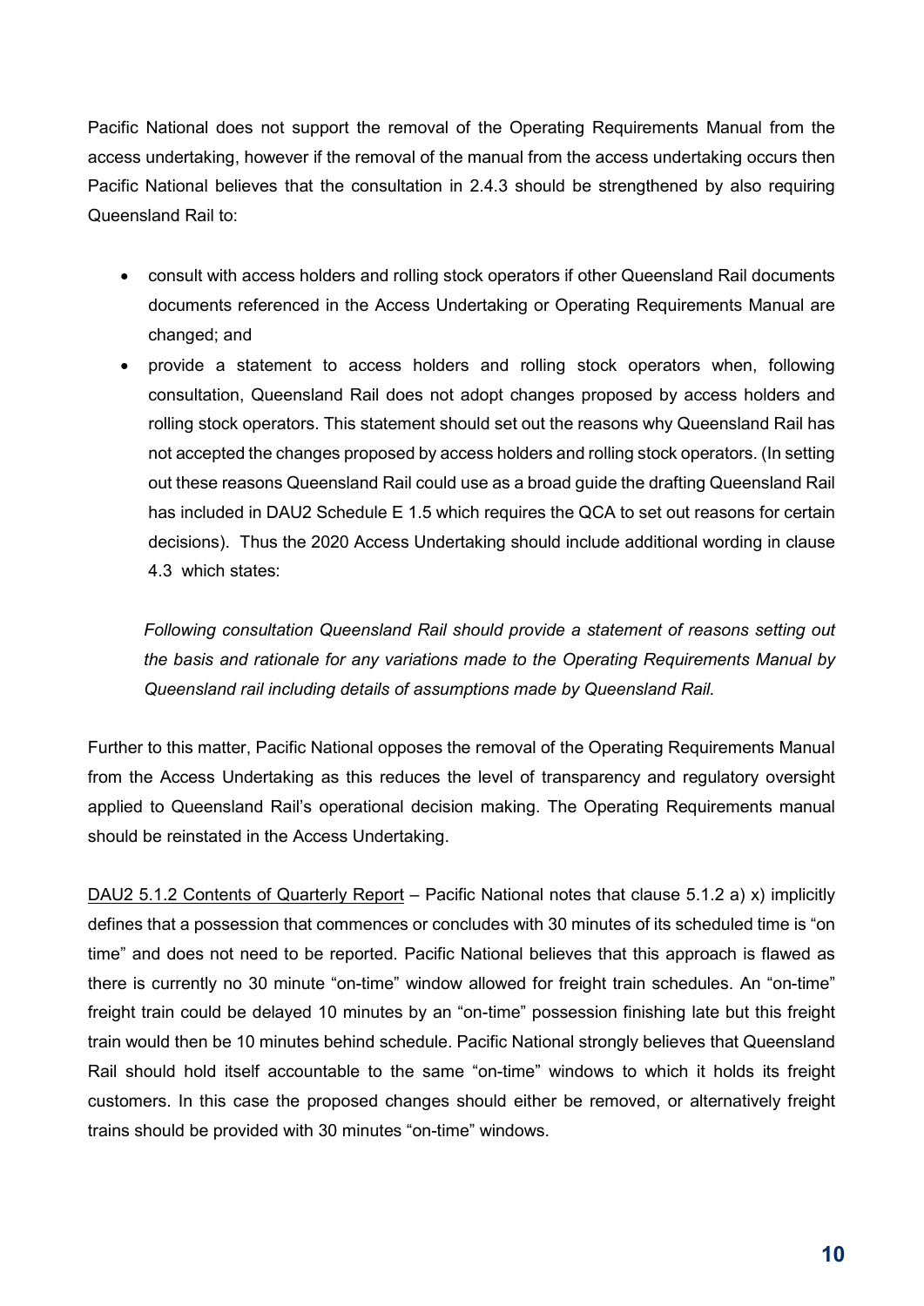Pacific National does not support the removal of the Operating Requirements Manual from the access undertaking, however if the removal of the manual from the access undertaking occurs then Pacific National believes that the consultation in 2.4.3 should be strengthened by also requiring Queensland Rail to:

- consult with access holders and rolling stock operators if other Queensland Rail documents documents referenced in the Access Undertaking or Operating Requirements Manual are changed; and
- provide a statement to access holders and rolling stock operators when, following consultation, Queensland Rail does not adopt changes proposed by access holders and rolling stock operators. This statement should set out the reasons why Queensland Rail has not accepted the changes proposed by access holders and rolling stock operators. (In setting out these reasons Queensland Rail could use as a broad guide the drafting Queensland Rail has included in DAU2 Schedule E 1.5 which requires the QCA to set out reasons for certain decisions). Thus the 2020 Access Undertaking should include additional wording in clause 4.3 which states:

  *Following consultation Queensland Rail should provide a statement of reasons setting out the basis and rationale for any variations made to the Operating Requirements Manual by Queensland rail including details of assumptions made by Queensland Rail.*

Further to this matter, Pacific National opposes the removal of the Operating Requirements Manual from the Access Undertaking as this reduces the level of transparency and regulatory oversight applied to Queensland Rail's operational decision making. The Operating Requirements manual should be reinstated in the Access Undertaking.

<u>DAU2 5.1.2 Contents of Quarterly Report</u> – Pacific National notes that clause 5.1.2 a) x) implicitly defines that a possession that commences or concludes with 30 minutes of its scheduled time is "on time" and does not need to be reported. Pacific National believes that this approach is flawed as there is currently no 30 minute "on-time" window allowed for freight train schedules. An "on-time" freight train could be delayed 10 minutes by an "on-time" possession finishing late but this freight train would then be 10 minutes behind schedule. Pacific National strongly believes that Queensland Rail should hold itself accountable to the same "on-time" windows to which it holds its freight customers. In this case the proposed changes should either be removed, or alternatively freight trains should be provided with 30 minutes "on-time" windows.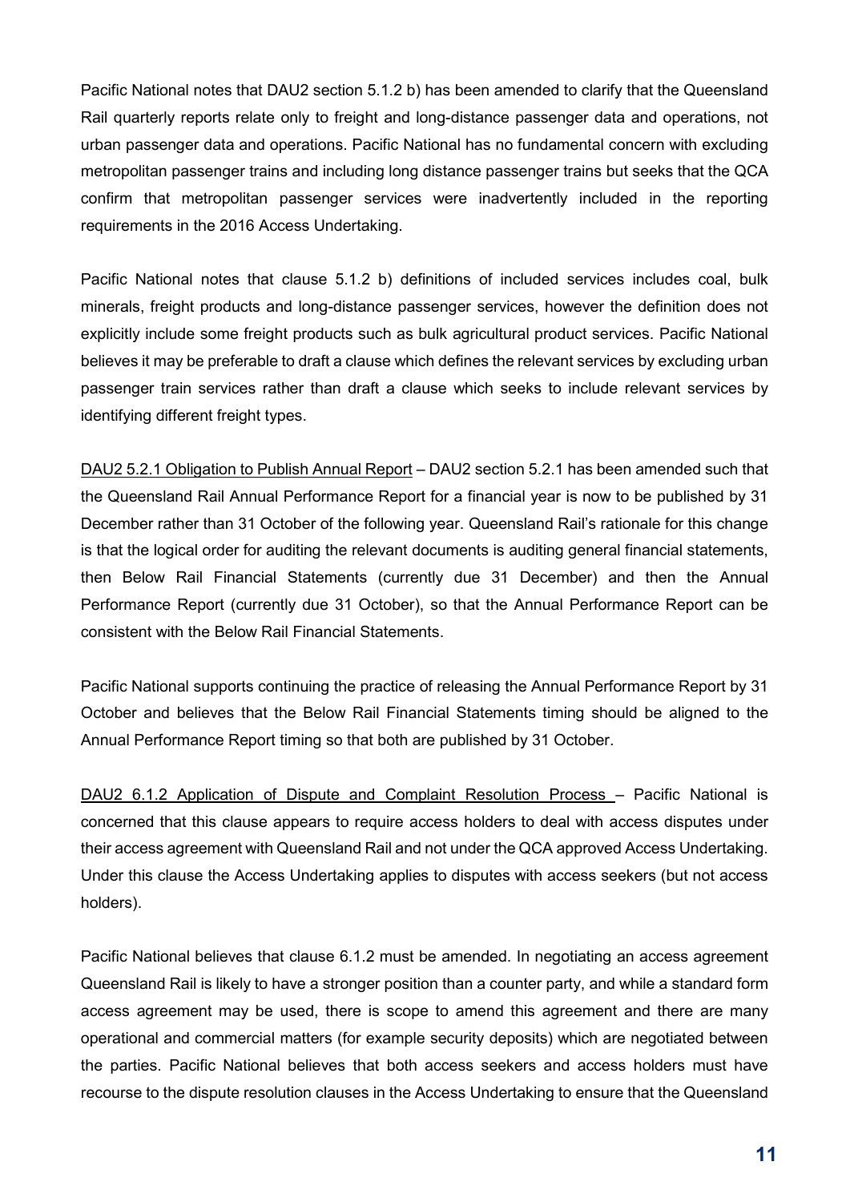Pacific National notes that DAU2 section 5.1.2 b) has been amended to clarify that the Queensland Rail quarterly reports relate only to freight and long-distance passenger data and operations, not urban passenger data and operations. Pacific National has no fundamental concern with excluding metropolitan passenger trains and including long distance passenger trains but seeks that the QCA confirm that metropolitan passenger services were inadvertently included in the reporting requirements in the 2016 Access Undertaking.

Pacific National notes that clause 5.1.2 b) definitions of included services includes coal, bulk minerals, freight products and long-distance passenger services, however the definition does not explicitly include some freight products such as bulk agricultural product services. Pacific National believes it may be preferable to draft a clause which defines the relevant services by excluding urban passenger train services rather than draft a clause which seeks to include relevant services by identifying different freight types.

<u>DAU2 5.2.1 Obligation to Publish Annual Report</u> – DAU2 section 5.2.1 has been amended such that the Queensland Rail Annual Performance Report for a financial year is now to be published by 31 December rather than 31 October of the following year. Queensland Rail's rationale for this change is that the logical order for auditing the relevant documents is auditing general financial statements, then Below Rail Financial Statements (currently due 31 December) and then the Annual Performance Report (currently due 31 October), so that the Annual Performance Report can be consistent with the Below Rail Financial Statements.

Pacific National supports continuing the practice of releasing the Annual Performance Report by 31 October and believes that the Below Rail Financial Statements timing should be aligned to the Annual Performance Report timing so that both are published by 31 October.

<u>DAU2 6.1.2 Application of Dispute and Complaint Resolution Process</u> – Pacific National is concerned that this clause appears to require access holders to deal with access disputes under their access agreement with Queensland Rail and not under the QCA approved Access Undertaking. Under this clause the Access Undertaking applies to disputes with access seekers (but not access holders).

Pacific National believes that clause 6.1.2 must be amended. In negotiating an access agreement Queensland Rail is likely to have a stronger position than a counter party, and while a standard form access agreement may be used, there is scope to amend this agreement and there are many operational and commercial matters (for example security deposits) which are negotiated between the parties. Pacific National believes that both access seekers and access holders must have recourse to the dispute resolution clauses in the Access Undertaking to ensure that the Queensland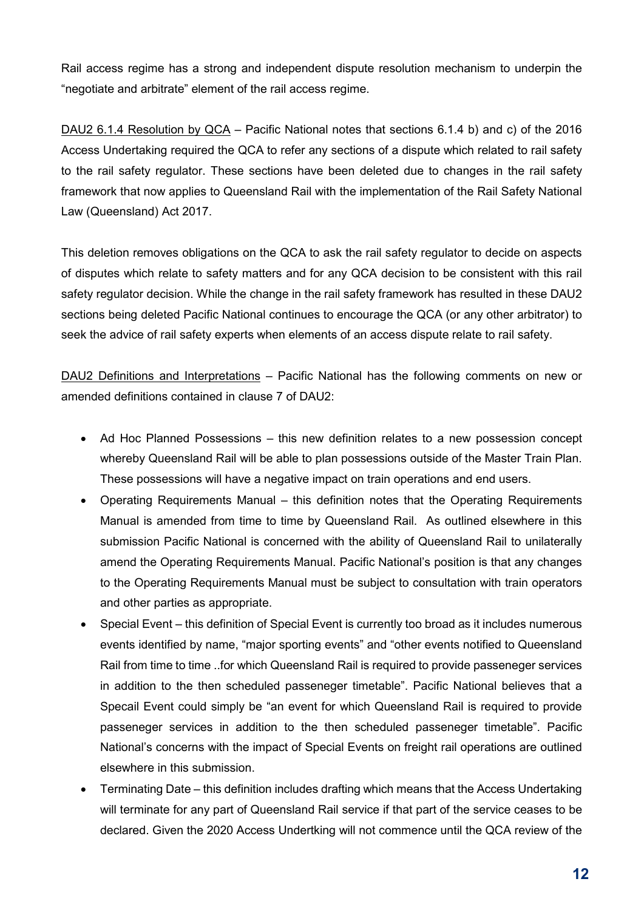Rail access regime has a strong and independent dispute resolution mechanism to underpin the "negotiate and arbitrate" element of the rail access regime.

<u>DAU2 6.1.4 Resolution by QCA</u> – Pacific National notes that sections 6.1.4 b) and c) of the 2016 Access Undertaking required the QCA to refer any sections of a dispute which related to rail safety to the rail safety regulator. These sections have been deleted due to changes in the rail safety framework that now applies to Queensland Rail with the implementation of the Rail Safety National Law (Queensland) Act 2017.

This deletion removes obligations on the QCA to ask the rail safety regulator to decide on aspects of disputes which relate to safety matters and for any QCA decision to be consistent with this rail safety regulator decision. While the change in the rail safety framework has resulted in these DAU2 sections being deleted Pacific National continues to encourage the QCA (or any other arbitrator) to seek the advice of rail safety experts when elements of an access dispute relate to rail safety.

<u>DAU2 Definitions and Interpretations</u> – Pacific National has the following comments on new or amended definitions contained in clause 7 of DAU2:

- Ad Hoc Planned Possessions – this new definition relates to a new possession concept whereby Queensland Rail will be able to plan possessions outside of the Master Train Plan. These possessions will have a negative impact on train operations and end users.
- Operating Requirements Manual – this definition notes that the Operating Requirements Manual is amended from time to time by Queensland Rail. As outlined elsewhere in this submission Pacific National is concerned with the ability of Queensland Rail to unilaterally amend the Operating Requirements Manual. Pacific National's position is that any changes to the Operating Requirements Manual must be subject to consultation with train operators and other parties as appropriate.
- Special Event – this definition of Special Event is currently too broad as it includes numerous events identified by name, "major sporting events" and "other events notified to Queensland Rail from time to time ..for which Queensland Rail is required to provide passeneger services in addition to the then scheduled passeneger timetable". Pacific National believes that a Specail Event could simply be "an event for which Queensland Rail is required to provide passeneger services in addition to the then scheduled passeneger timetable". Pacific National's concerns with the impact of Special Events on freight rail operations are outlined elsewhere in this submission.
- Terminating Date – this definition includes drafting which means that the Access Undertaking will terminate for any part of Queensland Rail service if that part of the service ceases to be declared. Given the 2020 Access Undertking will not commence until the QCA review of the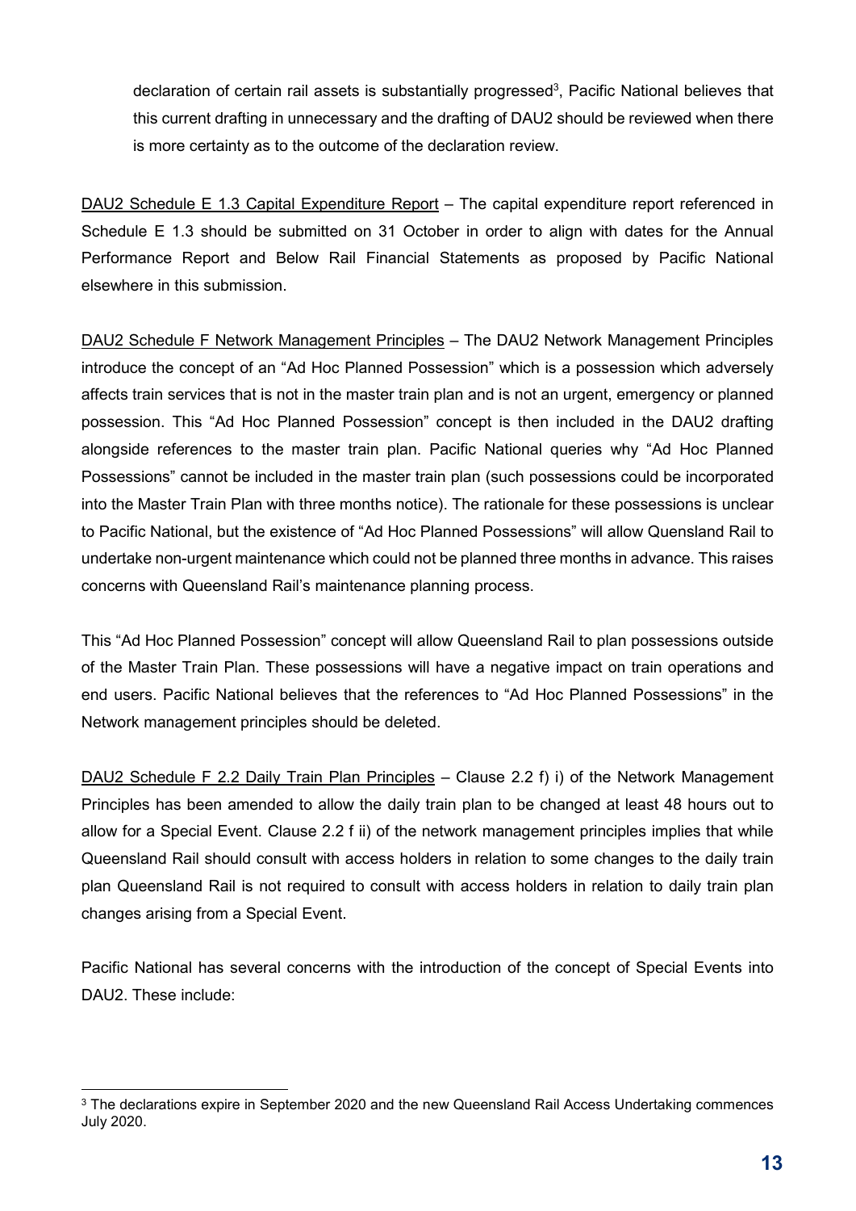declaration of certain rail assets is substantially progressed[3], Pacific National believes that this current drafting in unnecessary and the drafting of DAU2 should be reviewed when there is more certainty as to the outcome of the declaration review.

<u>DAU2 Schedule E 1.3 Capital Expenditure Report</u> – The capital expenditure report referenced in Schedule E 1.3 should be submitted on 31 October in order to align with dates for the Annual Performance Report and Below Rail Financial Statements as proposed by Pacific National elsewhere in this submission.

<u>DAU2 Schedule F Network Management Principles</u> – The DAU2 Network Management Principles introduce the concept of an "Ad Hoc Planned Possession" which is a possession which adversely affects train services that is not in the master train plan and is not an urgent, emergency or planned possession. This "Ad Hoc Planned Possession" concept is then included in the DAU2 drafting alongside references to the master train plan. Pacific National queries why "Ad Hoc Planned Possessions" cannot be included in the master train plan (such possessions could be incorporated into the Master Train Plan with three months notice). The rationale for these possessions is unclear to Pacific National, but the existence of "Ad Hoc Planned Possessions" will allow Queensland Rail to undertake non-urgent maintenance which could not be planned three months in advance. This raises concerns with Queensland Rail's maintenance planning process.

This "Ad Hoc Planned Possession" concept will allow Queensland Rail to plan possessions outside of the Master Train Plan. These possessions will have a negative impact on train operations and end users. Pacific National believes that the references to "Ad Hoc Planned Possessions" in the Network management principles should be deleted.

<u>DAU2 Schedule F 2.2 Daily Train Plan Principles</u> – Clause 2.2 f) i) of the Network Management Principles has been amended to allow the daily train plan to be changed at least 48 hours out to allow for a Special Event. Clause 2.2 f ii) of the network management principles implies that while Queensland Rail should consult with access holders in relation to some changes to the daily train plan Queensland Rail is not required to consult with access holders in relation to daily train plan changes arising from a Special Event.

Pacific National has several concerns with the introduction of the concept of Special Events into DAU2. These include:

---

[3] The declarations expire in September 2020 and the new Queensland Rail Access Undertaking commences July 2020.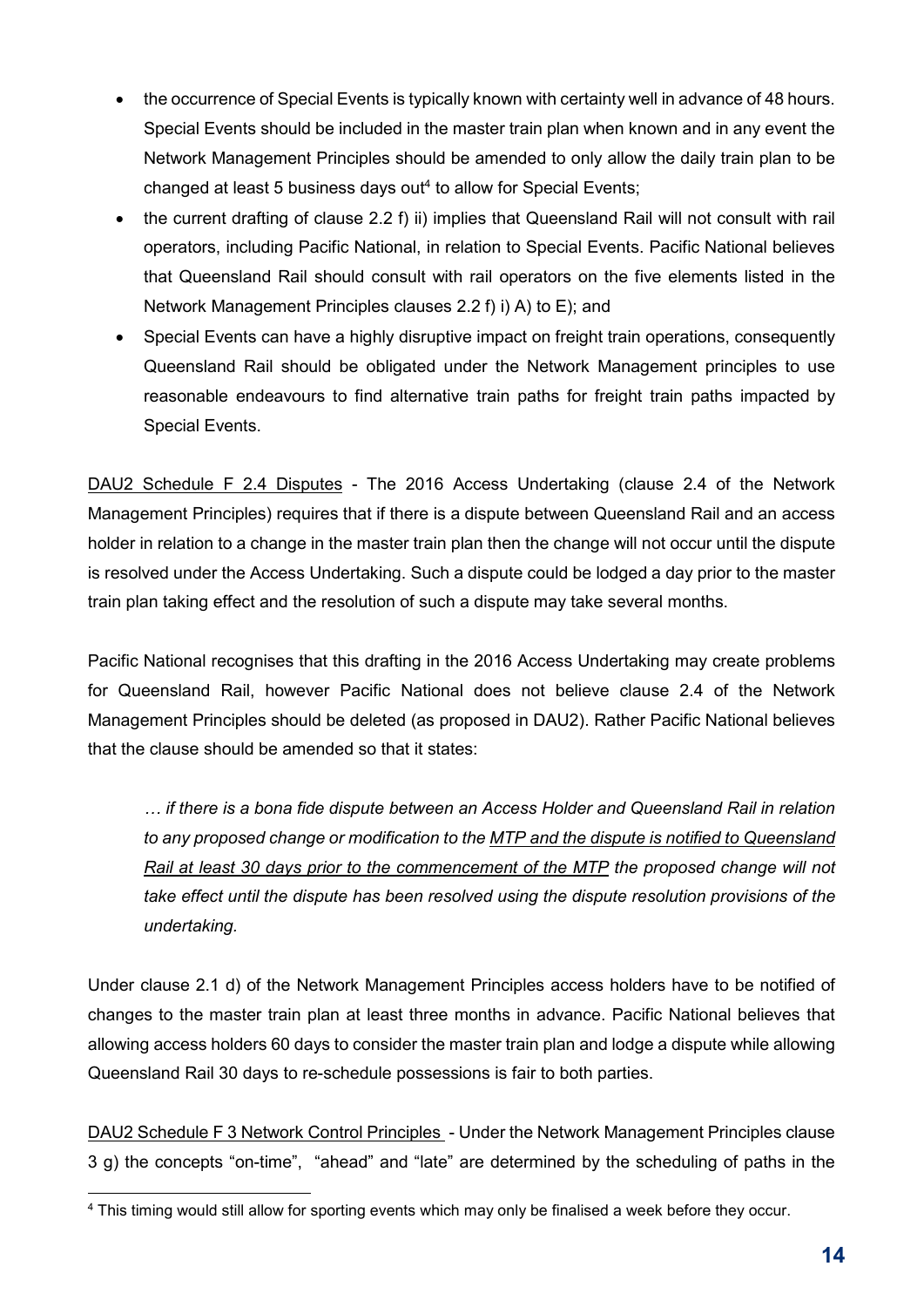- the occurrence of Special Events is typically known with certainty well in advance of 48 hours. Special Events should be included in the master train plan when known and in any event the Network Management Principles should be amended to only allow the daily train plan to be changed at least 5 business days out[4] to allow for Special Events;
- the current drafting of clause 2.2 f) ii) implies that Queensland Rail will not consult with rail operators, including Pacific National, in relation to Special Events. Pacific National believes that Queensland Rail should consult with rail operators on the five elements listed in the Network Management Principles clauses 2.2 f) i) A) to E); and
- Special Events can have a highly disruptive impact on freight train operations, consequently Queensland Rail should be obligated under the Network Management principles to use reasonable endeavours to find alternative train paths for freight train paths impacted by Special Events.

<u>DAU2 Schedule F 2.4 Disputes</u> - The 2016 Access Undertaking (clause 2.4 of the Network Management Principles) requires that if there is a dispute between Queensland Rail and an access holder in relation to a change in the master train plan then the change will not occur until the dispute is resolved under the Access Undertaking. Such a dispute could be lodged a day prior to the master train plan taking effect and the resolution of such a dispute may take several months.

Pacific National recognises that this drafting in the 2016 Access Undertaking may create problems for Queensland Rail, however Pacific National does not believe clause 2.4 of the Network Management Principles should be deleted (as proposed in DAU2). Rather Pacific National believes that the clause should be amended so that it states:

> *… if there is a bona fide dispute between an Access Holder and Queensland Rail in relation to any proposed change or modification to the <u>MTP and the dispute is notified to Queensland Rail at least 30 days prior to the commencement of the MTP</u> the proposed change will not take effect until the dispute has been resolved using the dispute resolution provisions of the undertaking.*

Under clause 2.1 d) of the Network Management Principles access holders have to be notified of changes to the master train plan at least three months in advance. Pacific National believes that allowing access holders 60 days to consider the master train plan and lodge a dispute while allowing Queensland Rail 30 days to re-schedule possessions is fair to both parties.

<u>DAU2 Schedule F 3 Network Control Principles</u> - Under the Network Management Principles clause 3 g) the concepts "on-time", "ahead" and "late" are determined by the scheduling of paths in the

[4] This timing would still allow for sporting events which may only be finalised a week before they occur.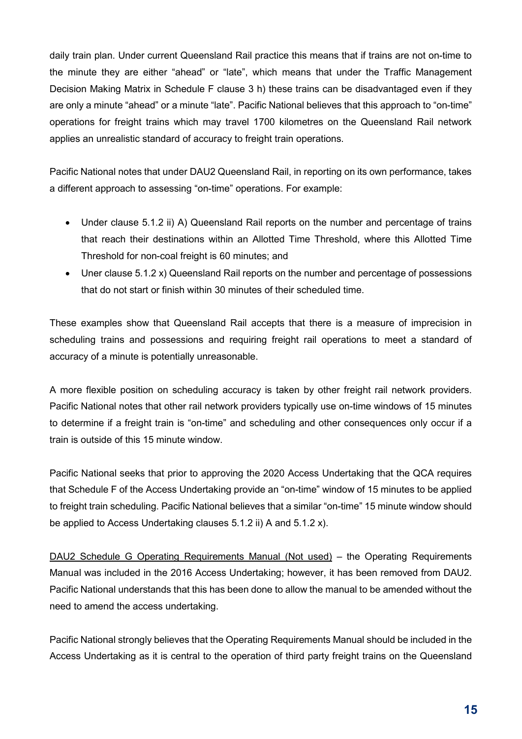daily train plan. Under current Queensland Rail practice this means that if trains are not on-time to the minute they are either "ahead" or "late", which means that under the Traffic Management Decision Making Matrix in Schedule F clause 3 h) these trains can be disadvantaged even if they are only a minute "ahead" or a minute "late". Pacific National believes that this approach to "on-time" operations for freight trains which may travel 1700 kilometres on the Queensland Rail network applies an unrealistic standard of accuracy to freight train operations.

Pacific National notes that under DAU2 Queensland Rail, in reporting on its own performance, takes a different approach to assessing "on-time" operations. For example:

- Under clause 5.1.2 ii) A) Queensland Rail reports on the number and percentage of trains that reach their destinations within an Allotted Time Threshold, where this Allotted Time Threshold for non-coal freight is 60 minutes; and
- Uner clause 5.1.2 x) Queensland Rail reports on the number and percentage of possessions that do not start or finish within 30 minutes of their scheduled time.

These examples show that Queensland Rail accepts that there is a measure of imprecision in scheduling trains and possessions and requiring freight rail operations to meet a standard of accuracy of a minute is potentially unreasonable.

A more flexible position on scheduling accuracy is taken by other freight rail network providers. Pacific National notes that other rail network providers typically use on-time windows of 15 minutes to determine if a freight train is "on-time" and scheduling and other consequences only occur if a train is outside of this 15 minute window.

Pacific National seeks that prior to approving the 2020 Access Undertaking that the QCA requires that Schedule F of the Access Undertaking provide an "on-time" window of 15 minutes to be applied to freight train scheduling. Pacific National believes that a similar "on-time" 15 minute window should be applied to Access Undertaking clauses 5.1.2 ii) A and 5.1.2 x).

<u>DAU2 Schedule G Operating Requirements Manual (Not used)</u> – the Operating Requirements Manual was included in the 2016 Access Undertaking; however, it has been removed from DAU2. Pacific National understands that this has been done to allow the manual to be amended without the need to amend the access undertaking.

Pacific National strongly believes that the Operating Requirements Manual should be included in the Access Undertaking as it is central to the operation of third party freight trains on the Queensland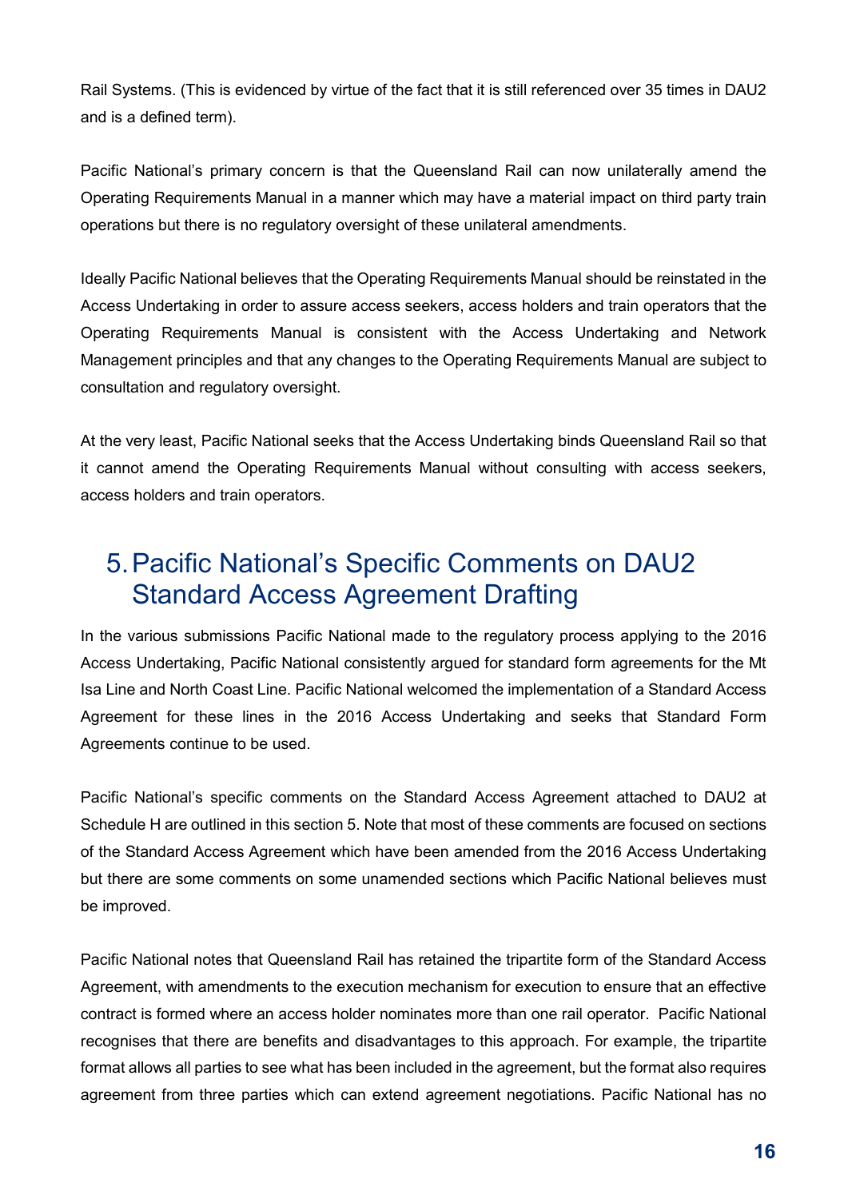Rail Systems. (This is evidenced by virtue of the fact that it is still referenced over 35 times in DAU2 and is a defined term).

Pacific National's primary concern is that the Queensland Rail can now unilaterally amend the Operating Requirements Manual in a manner which may have a material impact on third party train operations but there is no regulatory oversight of these unilateral amendments.

Ideally Pacific National believes that the Operating Requirements Manual should be reinstated in the Access Undertaking in order to assure access seekers, access holders and train operators that the Operating Requirements Manual is consistent with the Access Undertaking and Network Management principles and that any changes to the Operating Requirements Manual are subject to consultation and regulatory oversight.

At the very least, Pacific National seeks that the Access Undertaking binds Queensland Rail so that it cannot amend the Operating Requirements Manual without consulting with access seekers, access holders and train operators.

# 5. Pacific National's Specific Comments on DAU2 Standard Access Agreement Drafting

In the various submissions Pacific National made to the regulatory process applying to the 2016 Access Undertaking, Pacific National consistently argued for standard form agreements for the Mt Isa Line and North Coast Line. Pacific National welcomed the implementation of a Standard Access Agreement for these lines in the 2016 Access Undertaking and seeks that Standard Form Agreements continue to be used.

Pacific National's specific comments on the Standard Access Agreement attached to DAU2 at Schedule H are outlined in this section 5. Note that most of these comments are focused on sections of the Standard Access Agreement which have been amended from the 2016 Access Undertaking but there are some comments on some unamended sections which Pacific National believes must be improved.

Pacific National notes that Queensland Rail has retained the tripartite form of the Standard Access Agreement, with amendments to the execution mechanism for execution to ensure that an effective contract is formed where an access holder nominates more than one rail operator. Pacific National recognises that there are benefits and disadvantages to this approach. For example, the tripartite format allows all parties to see what has been included in the agreement, but the format also requires agreement from three parties which can extend agreement negotiations. Pacific National has no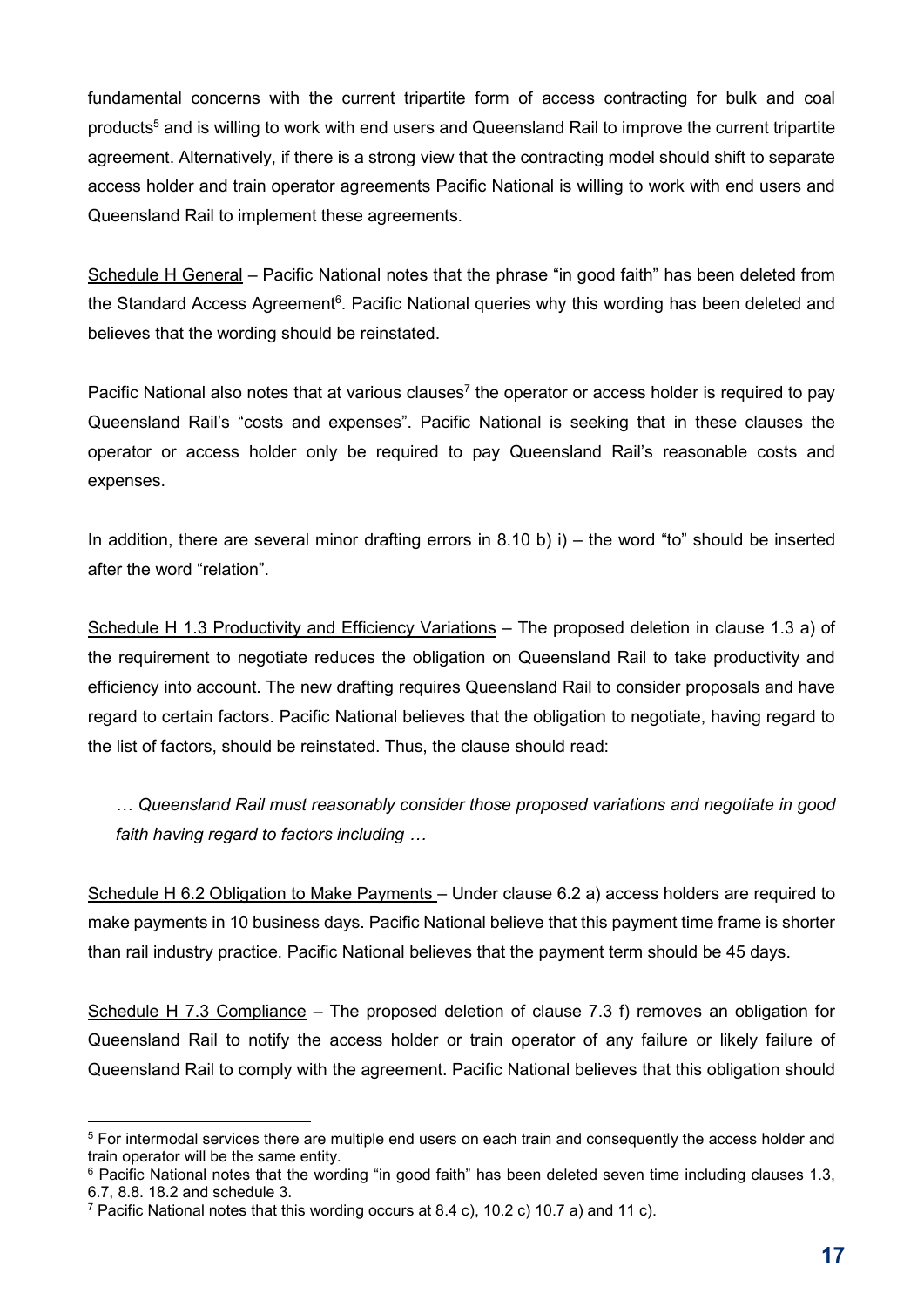fundamental concerns with the current tripartite form of access contracting for bulk and coal products[5] and is willing to work with end users and Queensland Rail to improve the current tripartite agreement. Alternatively, if there is a strong view that the contracting model should shift to separate access holder and train operator agreements Pacific National is willing to work with end users and Queensland Rail to implement these agreements.

Schedule H General – Pacific National notes that the phrase "in good faith" has been deleted from the Standard Access Agreement[6]. Pacific National queries why this wording has been deleted and believes that the wording should be reinstated.

Pacific National also notes that at various clauses[7] the operator or access holder is required to pay Queensland Rail's "costs and expenses". Pacific National is seeking that in these clauses the operator or access holder only be required to pay Queensland Rail's reasonable costs and expenses.

In addition, there are several minor drafting errors in 8.10 b) i) – the word "to" should be inserted after the word "relation".

Schedule H 1.3 Productivity and Efficiency Variations – The proposed deletion in clause 1.3 a) of the requirement to negotiate reduces the obligation on Queensland Rail to take productivity and efficiency into account. The new drafting requires Queensland Rail to consider proposals and have regard to certain factors. Pacific National believes that the obligation to negotiate, having regard to the list of factors, should be reinstated. Thus, the clause should read:

> *… Queensland Rail must reasonably consider those proposed variations and negotiate in good faith having regard to factors including …*

Schedule H 6.2 Obligation to Make Payments – Under clause 6.2 a) access holders are required to make payments in 10 business days. Pacific National believe that this payment time frame is shorter than rail industry practice. Pacific National believes that the payment term should be 45 days.

Schedule H 7.3 Compliance – The proposed deletion of clause 7.3 f) removes an obligation for Queensland Rail to notify the access holder or train operator of any failure or likely failure of Queensland Rail to comply with the agreement. Pacific National believes that this obligation should

---

[5] For intermodal services there are multiple end users on each train and consequently the access holder and train operator will be the same entity.

[6] Pacific National notes that the wording "in good faith" has been deleted seven time including clauses 1.3, 6.7, 8.8. 18.2 and schedule 3.

[7] Pacific National notes that this wording occurs at 8.4 c), 10.2 c) 10.7 a) and 11 c).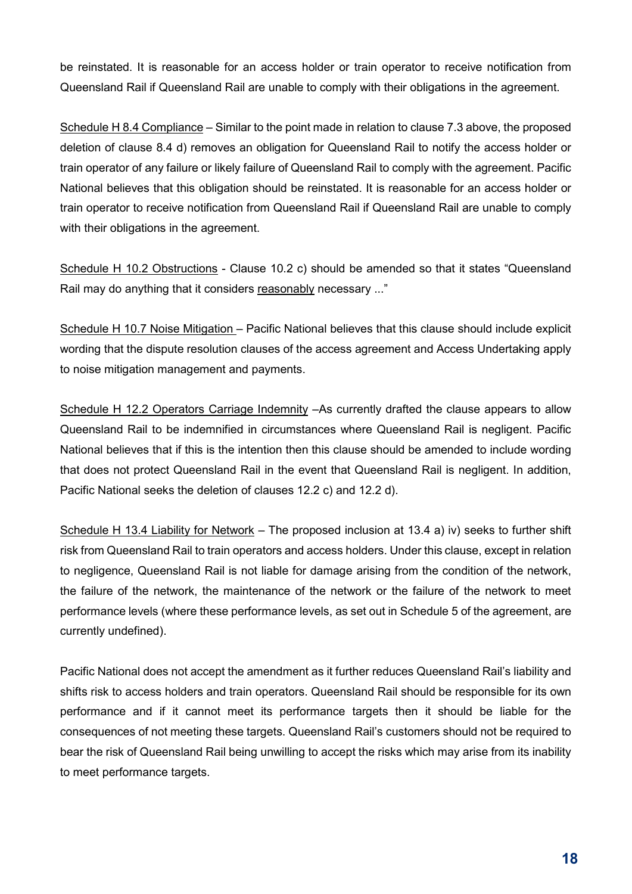be reinstated. It is reasonable for an access holder or train operator to receive notification from Queensland Rail if Queensland Rail are unable to comply with their obligations in the agreement.

<u>Schedule H 8.4 Compliance</u> – Similar to the point made in relation to clause 7.3 above, the proposed deletion of clause 8.4 d) removes an obligation for Queensland Rail to notify the access holder or train operator of any failure or likely failure of Queensland Rail to comply with the agreement. Pacific National believes that this obligation should be reinstated. It is reasonable for an access holder or train operator to receive notification from Queensland Rail if Queensland Rail are unable to comply with their obligations in the agreement.

<u>Schedule H 10.2 Obstructions</u> - Clause 10.2 c) should be amended so that it states "Queensland Rail may do anything that it considers <u>reasonably</u> necessary ..."

<u>Schedule H 10.7 Noise Mitigation</u> – Pacific National believes that this clause should include explicit wording that the dispute resolution clauses of the access agreement and Access Undertaking apply to noise mitigation management and payments.

<u>Schedule H 12.2 Operators Carriage Indemnity</u> –As currently drafted the clause appears to allow Queensland Rail to be indemnified in circumstances where Queensland Rail is negligent. Pacific National believes that if this is the intention then this clause should be amended to include wording that does not protect Queensland Rail in the event that Queensland Rail is negligent. In addition, Pacific National seeks the deletion of clauses 12.2 c) and 12.2 d).

<u>Schedule H 13.4 Liability for Network</u> – The proposed inclusion at 13.4 a) iv) seeks to further shift risk from Queensland Rail to train operators and access holders. Under this clause, except in relation to negligence, Queensland Rail is not liable for damage arising from the condition of the network, the failure of the network, the maintenance of the network or the failure of the network to meet performance levels (where these performance levels, as set out in Schedule 5 of the agreement, are currently undefined).

Pacific National does not accept the amendment as it further reduces Queensland Rail's liability and shifts risk to access holders and train operators. Queensland Rail should be responsible for its own performance and if it cannot meet its performance targets then it should be liable for the consequences of not meeting these targets. Queensland Rail's customers should not be required to bear the risk of Queensland Rail being unwilling to accept the risks which may arise from its inability to meet performance targets.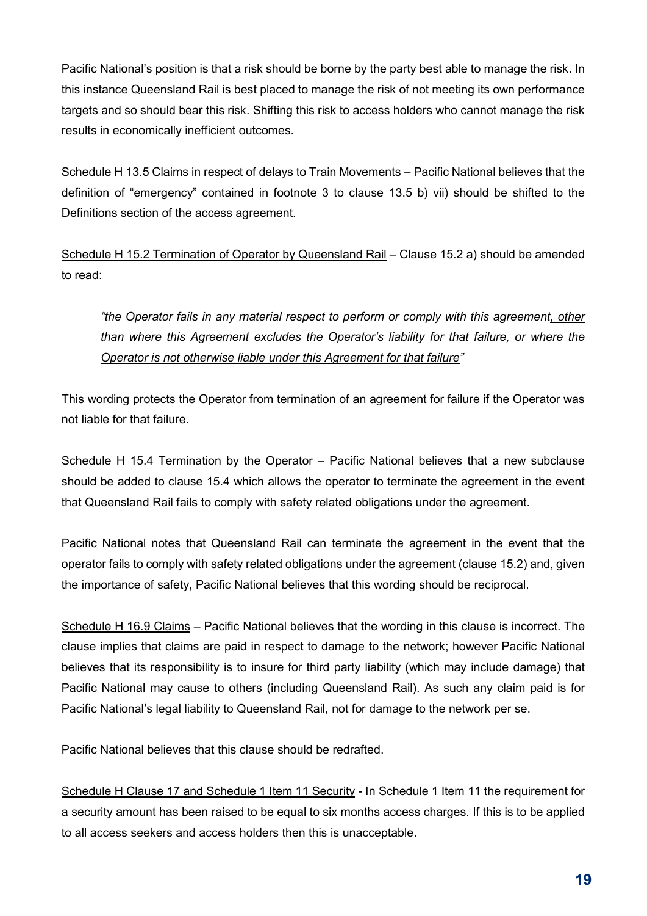Pacific National's position is that a risk should be borne by the party best able to manage the risk. In this instance Queensland Rail is best placed to manage the risk of not meeting its own performance targets and so should bear this risk. Shifting this risk to access holders who cannot manage the risk results in economically inefficient outcomes.

<u>Schedule H 13.5 Claims in respect of delays to Train Movements</u> – Pacific National believes that the definition of "emergency" contained in footnote 3 to clause 13.5 b) vii) should be shifted to the Definitions section of the access agreement.

<u>Schedule H 15.2 Termination of Operator by Queensland Rail</u> – Clause 15.2 a) should be amended to read:

> *"the Operator fails in any material respect to perform or comply with this agreement<u>, other than where this Agreement excludes the Operator's liability for that failure, or where the Operator is not otherwise liable under this Agreement for that failure</u>"*

This wording protects the Operator from termination of an agreement for failure if the Operator was not liable for that failure.

<u>Schedule H 15.4 Termination by the Operator</u> – Pacific National believes that a new subclause should be added to clause 15.4 which allows the operator to terminate the agreement in the event that Queensland Rail fails to comply with safety related obligations under the agreement.

Pacific National notes that Queensland Rail can terminate the agreement in the event that the operator fails to comply with safety related obligations under the agreement (clause 15.2) and, given the importance of safety, Pacific National believes that this wording should be reciprocal.

<u>Schedule H 16.9 Claims</u> – Pacific National believes that the wording in this clause is incorrect. The clause implies that claims are paid in respect to damage to the network; however Pacific National believes that its responsibility is to insure for third party liability (which may include damage) that Pacific National may cause to others (including Queensland Rail). As such any claim paid is for Pacific National's legal liability to Queensland Rail, not for damage to the network per se.

Pacific National believes that this clause should be redrafted.

<u>Schedule H Clause 17 and Schedule 1 Item 11 Security</u> - In Schedule 1 Item 11 the requirement for a security amount has been raised to be equal to six months access charges. If this is to be applied to all access seekers and access holders then this is unacceptable.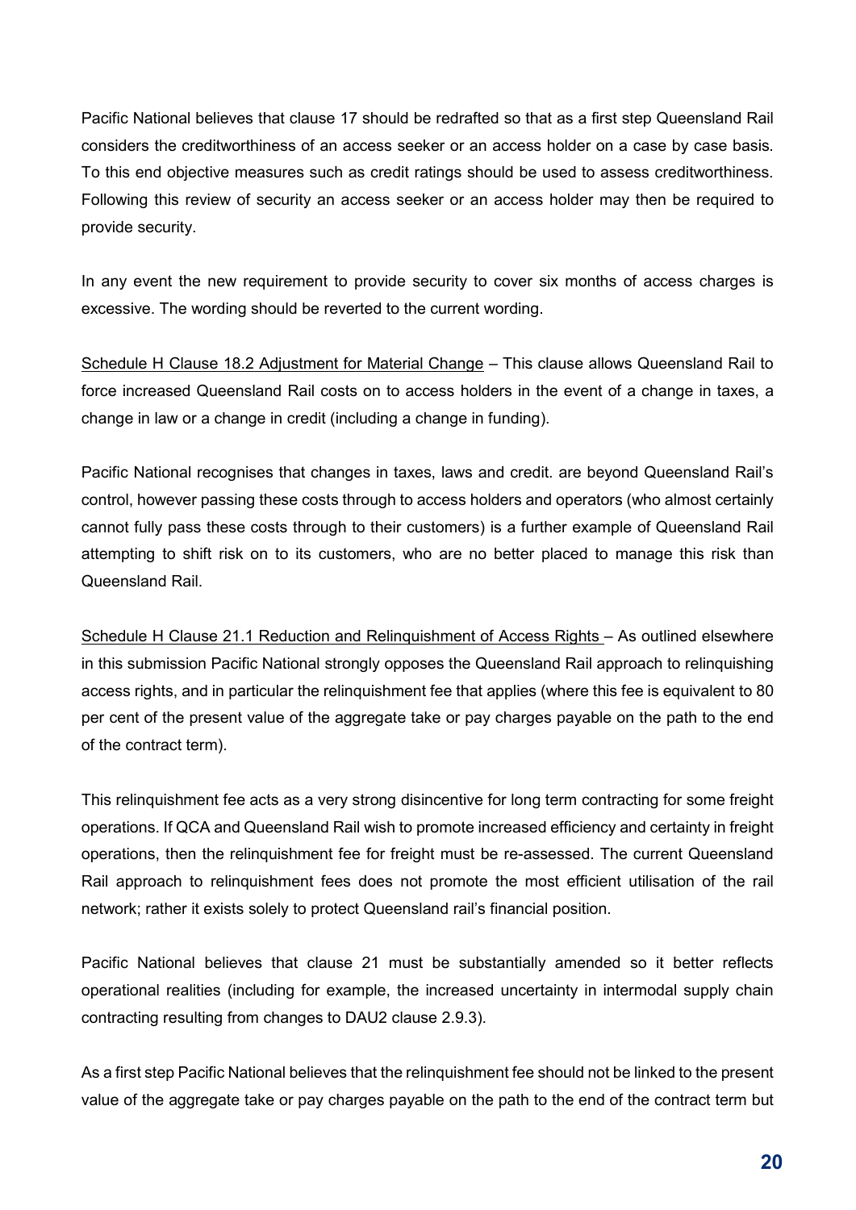Pacific National believes that clause 17 should be redrafted so that as a first step Queensland Rail considers the creditworthiness of an access seeker or an access holder on a case by case basis. To this end objective measures such as credit ratings should be used to assess creditworthiness. Following this review of security an access seeker or an access holder may then be required to provide security.

In any event the new requirement to provide security to cover six months of access charges is excessive. The wording should be reverted to the current wording.

<u>Schedule H Clause 18.2 Adjustment for Material Change</u> – This clause allows Queensland Rail to force increased Queensland Rail costs on to access holders in the event of a change in taxes, a change in law or a change in credit (including a change in funding).

Pacific National recognises that changes in taxes, laws and credit. are beyond Queensland Rail's control, however passing these costs through to access holders and operators (who almost certainly cannot fully pass these costs through to their customers) is a further example of Queensland Rail attempting to shift risk on to its customers, who are no better placed to manage this risk than Queensland Rail.

<u>Schedule H Clause 21.1 Reduction and Relinquishment of Access Rights</u> – As outlined elsewhere in this submission Pacific National strongly opposes the Queensland Rail approach to relinquishing access rights, and in particular the relinquishment fee that applies (where this fee is equivalent to 80 per cent of the present value of the aggregate take or pay charges payable on the path to the end of the contract term).

This relinquishment fee acts as a very strong disincentive for long term contracting for some freight operations. If QCA and Queensland Rail wish to promote increased efficiency and certainty in freight operations, then the relinquishment fee for freight must be re-assessed. The current Queensland Rail approach to relinquishment fees does not promote the most efficient utilisation of the rail network; rather it exists solely to protect Queensland rail's financial position.

Pacific National believes that clause 21 must be substantially amended so it better reflects operational realities (including for example, the increased uncertainty in intermodal supply chain contracting resulting from changes to DAU2 clause 2.9.3).

As a first step Pacific National believes that the relinquishment fee should not be linked to the present value of the aggregate take or pay charges payable on the path to the end of the contract term but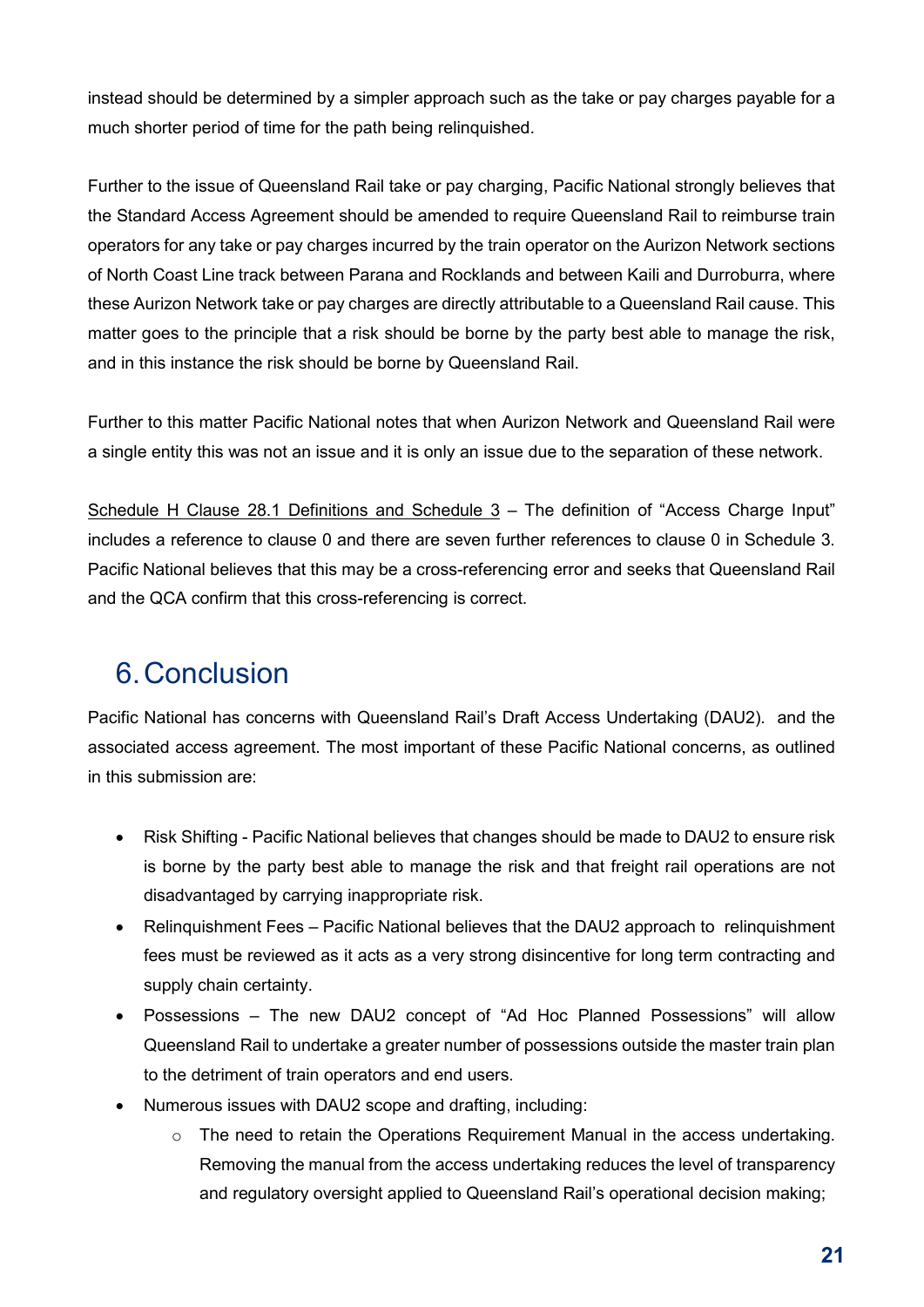instead should be determined by a simpler approach such as the take or pay charges payable for a much shorter period of time for the path being relinquished.

Further to the issue of Queensland Rail take or pay charging, Pacific National strongly believes that the Standard Access Agreement should be amended to require Queensland Rail to reimburse train operators for any take or pay charges incurred by the train operator on the Aurizon Network sections of North Coast Line track between Parana and Rocklands and between Kaili and Durroburra, where these Aurizon Network take or pay charges are directly attributable to a Queensland Rail cause. This matter goes to the principle that a risk should be borne by the party best able to manage the risk, and in this instance the risk should be borne by Queensland Rail.

Further to this matter Pacific National notes that when Aurizon Network and Queensland Rail were a single entity this was not an issue and it is only an issue due to the separation of these network.

<u>Schedule H Clause 28.1 Definitions and Schedule 3</u> – The definition of "Access Charge Input" includes a reference to clause 0 and there are seven further references to clause 0 in Schedule 3. Pacific National believes that this may be a cross-referencing error and seeks that Queensland Rail and the QCA confirm that this cross-referencing is correct.

# 6. Conclusion

Pacific National has concerns with Queensland Rail's Draft Access Undertaking (DAU2). and the associated access agreement. The most important of these Pacific National concerns, as outlined in this submission are:

- Risk Shifting - Pacific National believes that changes should be made to DAU2 to ensure risk is borne by the party best able to manage the risk and that freight rail operations are not disadvantaged by carrying inappropriate risk.
- Relinquishment Fees – Pacific National believes that the DAU2 approach to relinquishment fees must be reviewed as it acts as a very strong disincentive for long term contracting and supply chain certainty.
- Possessions – The new DAU2 concept of "Ad Hoc Planned Possessions" will allow Queensland Rail to undertake a greater number of possessions outside the master train plan to the detriment of train operators and end users.
- Numerous issues with DAU2 scope and drafting, including:
    - The need to retain the Operations Requirement Manual in the access undertaking. Removing the manual from the access undertaking reduces the level of transparency and regulatory oversight applied to Queensland Rail's operational decision making;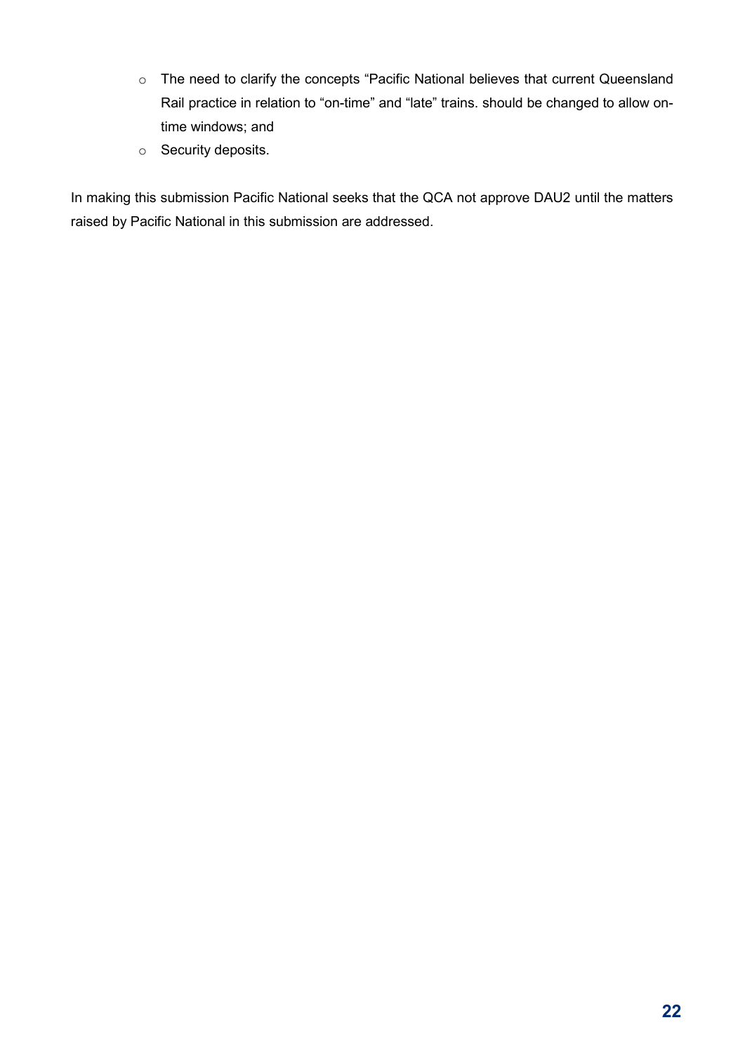- The need to clarify the concepts “Pacific National believes that current Queensland Rail practice in relation to “on-time” and “late” trains. should be changed to allow on-time windows; and
- Security deposits.

In making this submission Pacific National seeks that the QCA not approve DAU2 until the matters raised by Pacific National in this submission are addressed.